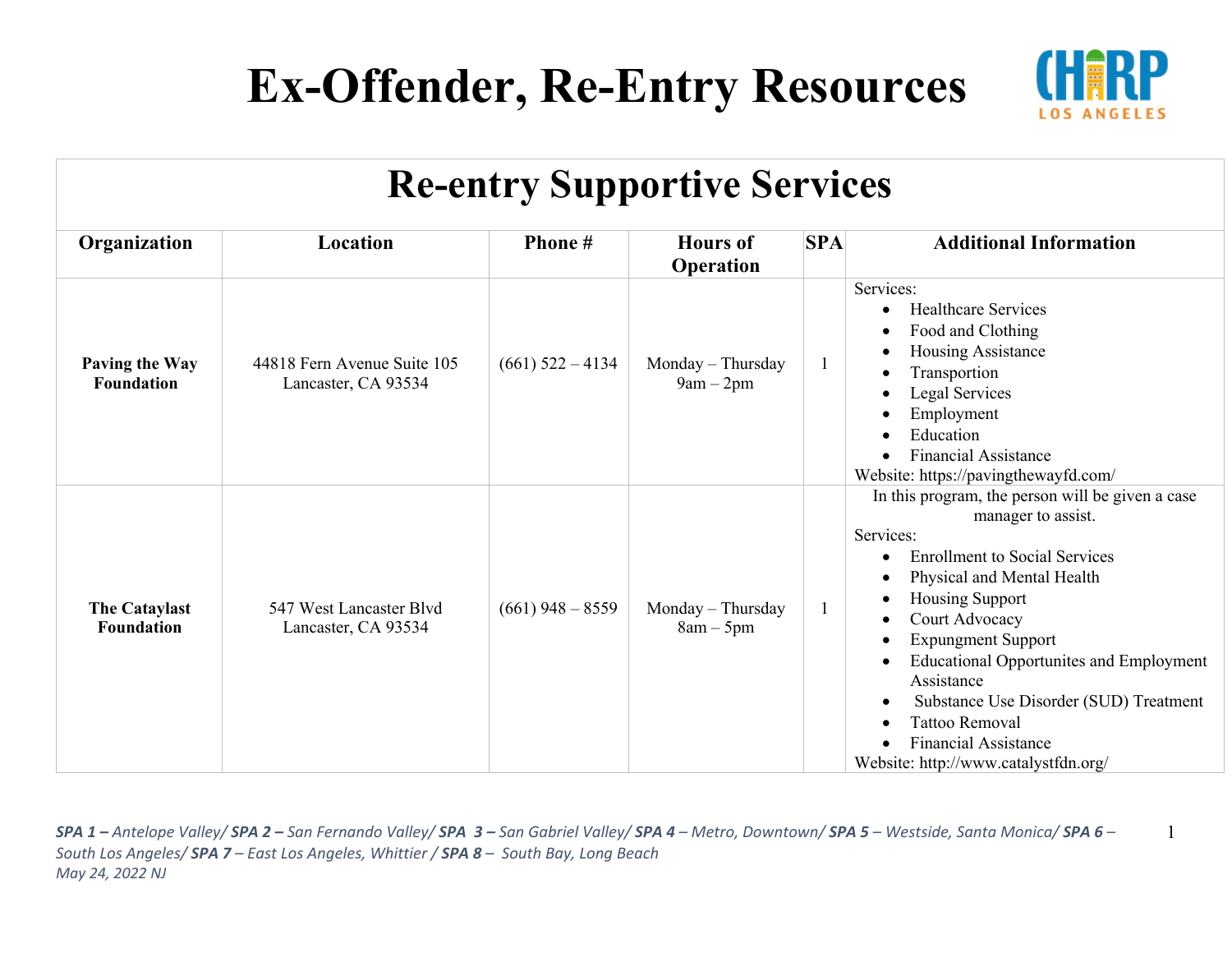# Ex-Offender, Re-Entry Resources

## Re-entry Supportive Services

| Organization | Location | Phone # | Hours of Operation | SPA | Additional Information |
|---|---|---|---|---|---|
| **Paving the Way Foundation** | 44818 Fern Avenue Suite 105<br>Lancaster, CA 93534 | (661) 522 – 4134 | Monday – Thursday<br>9am – 2pm | 1 | Services:<br>• Healthcare Services<br>• Food and Clothing<br>• Housing Assistance<br>• Transportion<br>• Legal Services<br>• Employment<br>• Education<br>• Financial Assistance<br>Website: https://pavingthewayfd.com/ |
| **The Cataylast Foundation** | 547 West Lancaster Blvd<br>Lancaster, CA 93534 | (661) 948 – 8559 | Monday – Thursday<br>8am – 5pm | 1 | In this program, the person will be given a case manager to assist.<br>Services:<br>• Enrollment to Social Services<br>• Physical and Mental Health<br>• Housing Support<br>• Court Advocacy<br>• Expungment Support<br>• Educational Opportunites and Employment Assistance<br>• Substance Use Disorder (SUD) Treatment<br>• Tattoo Removal<br>• Financial Assistance<br>Website: http://www.catalystfdn.org/ |

***SPA 1** – Antelope Valley/ **SPA 2** – San Fernando Valley/ **SPA 3** – San Gabriel Valley/ **SPA 4** – Metro, Downtown/ **SPA 5** – Westside, Santa Monica/ **SPA 6** – South Los Angeles/ **SPA 7** – East Los Angeles, Whittier / **SPA 8** – South Bay, Long Beach*

*May 24, 2022 NJ*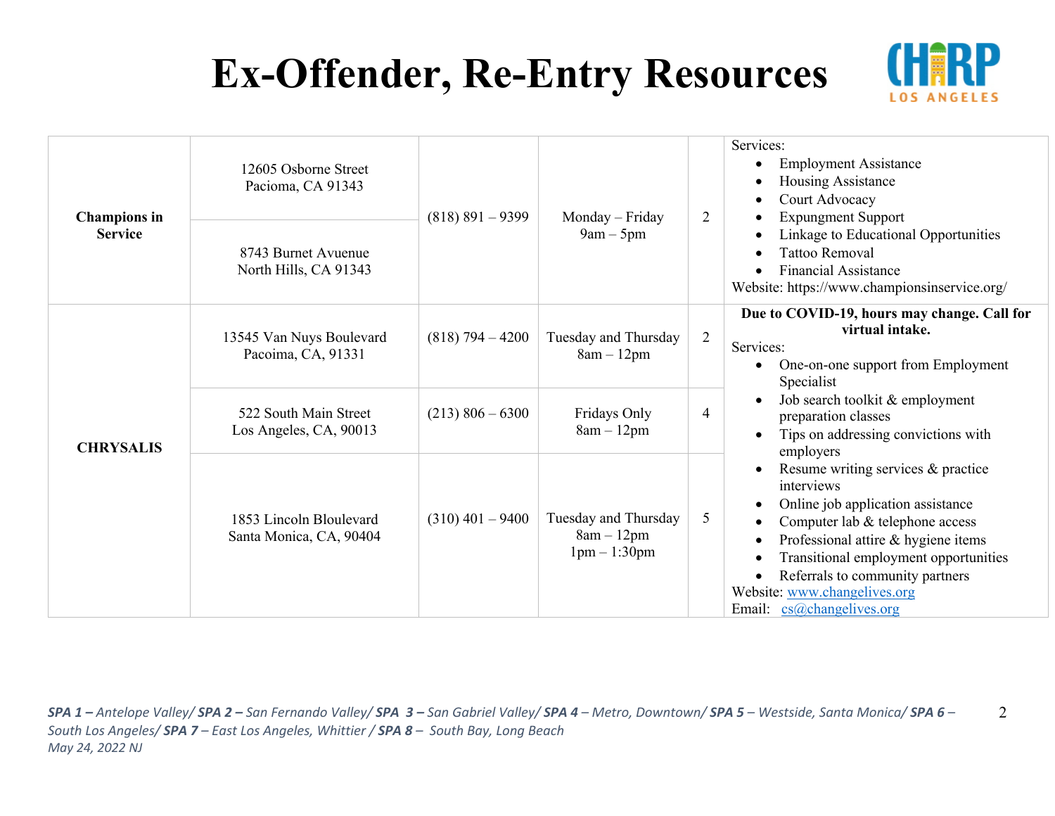# Ex-Offender, Re-Entry Resources

CHIRP LOS ANGELES

| | | | | | |
|---|---|---|---|---|---|
| **Champions in Service** | 12605 Osborne Street<br>Pacioma, CA 91343<br><br>8743 Burnet Avuenue<br>North Hills, CA 91343 | (818) 891 – 9399 | Monday – Friday<br>9am – 5pm | 2 | Services:<br>• Employment Assistance<br>• Housing Assistance<br>• Court Advocacy<br>• Expungment Support<br>• Linkage to Educational Opportunities<br>• Tattoo Removal<br>• Financial Assistance<br>Website: https://www.championsinservice.org/ |
| **CHRYSALIS** | 13545 Van Nuys Boulevard<br>Pacoima, CA, 91331 | (818) 794 – 4200 | Tuesday and Thursday<br>8am – 12pm | 2 | **Due to COVID-19, hours may change. Call for virtual intake.**<br>Services:<br>• One-on-one support from Employment Specialist<br>• Job search toolkit & employment preparation classes<br>• Tips on addressing convictions with employers<br>• Resume writing services & practice interviews<br>• Online job application assistance<br>• Computer lab & telephone access<br>• Professional attire & hygiene items<br>• Transitional employment opportunities<br>• Referrals to community partners<br>Website: www.changelives.org<br>Email: cs@changelives.org |
| | 522 South Main Street<br>Los Angeles, CA, 90013 | (213) 806 – 6300 | Fridays Only<br>8am – 12pm | 4 | |
| | 1853 Lincoln Bloulevard<br>Santa Monica, CA, 90404 | (310) 401 – 9400 | Tuesday and Thursday<br>8am – 12pm<br>1pm – 1:30pm | 5 | |

*__SPA 1 –__ Antelope Valley/ __SPA 2 –__ San Fernando Valley/ __SPA 3 –__ San Gabriel Valley/ __SPA 4__ – Metro, Downtown/ __SPA 5__ – Westside, Santa Monica/ __SPA 6__ – South Los Angeles/ __SPA 7__ – East Los Angeles, Whittier / __SPA 8__ – South Bay, Long Beach*

*May 24, 2022 NJ*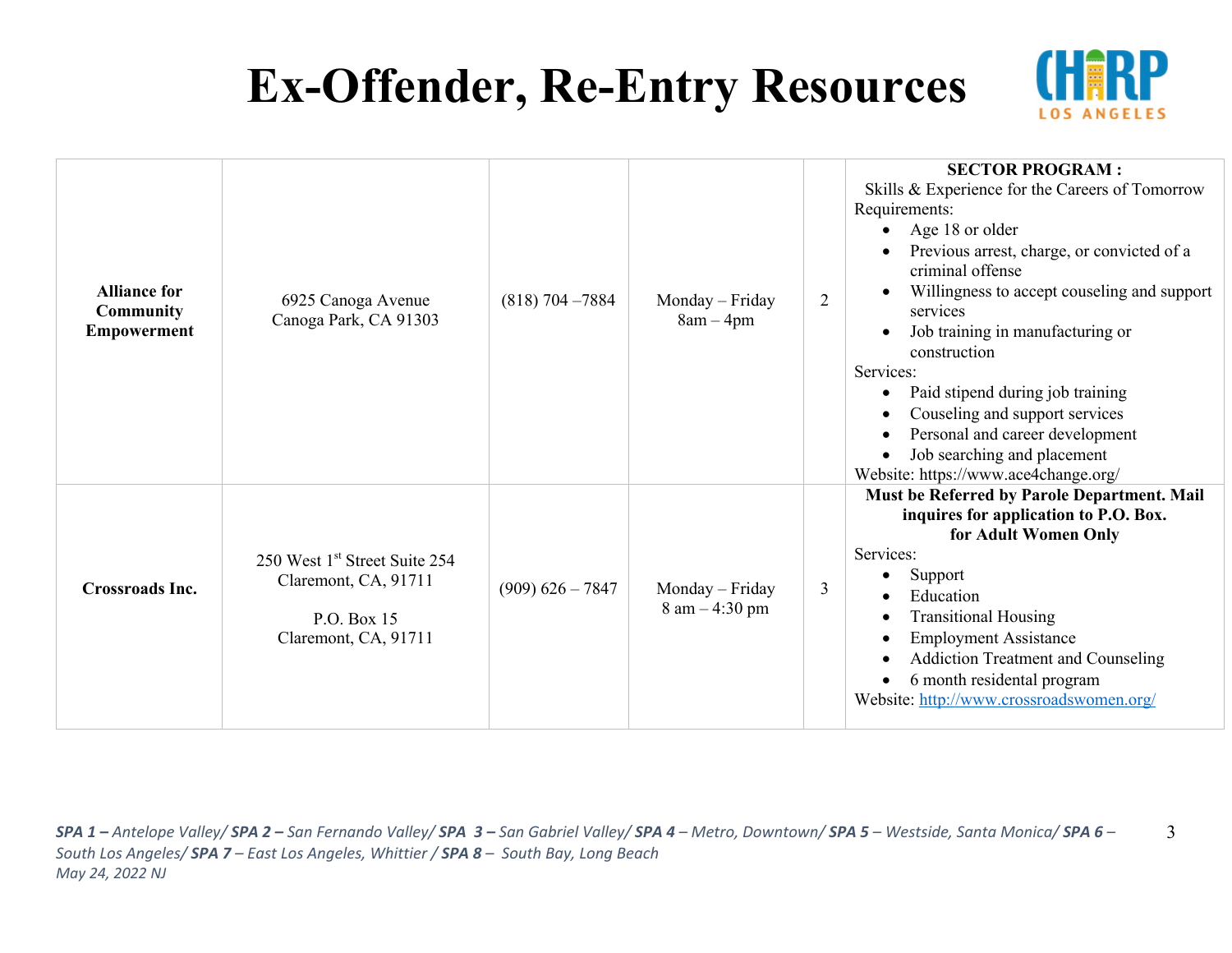# Ex-Offender, Re-Entry Resources

| | | | | | |
|---|---|---|---|---|---|
| **Alliance for Community Empowerment** | 6925 Canoga Avenue<br>Canoga Park, CA 91303 | (818) 704 –7884 | Monday – Friday<br>8am – 4pm | 2 | **SECTOR PROGRAM :**<br>Skills & Experience for the Careers of Tomorrow<br>Requirements:<br>• Age 18 or older<br>• Previous arrest, charge, or convicted of a criminal offense<br>• Willingness to accept couseling and support services<br>• Job training in manufacturing or construction<br>Services:<br>• Paid stipend during job training<br>• Couseling and support services<br>• Personal and career development<br>• Job searching and placement<br>Website: https://www.ace4change.org/ |
| **Crossroads Inc.** | 250 West 1st Street Suite 254<br>Claremont, CA, 91711<br><br>P.O. Box 15<br>Claremont, CA, 91711 | (909) 626 – 7847 | Monday – Friday<br>8 am – 4:30 pm | 3 | **Must be Referred by Parole Department. Mail inquires for application to P.O. Box. for Adult Women Only**<br>Services:<br>• Support<br>• Education<br>• Transitional Housing<br>• Employment Assistance<br>• Addiction Treatment and Counseling<br>• 6 month residental program<br>Website: http://www.crossroadswomen.org/ |

*SPA 1 – Antelope Valley/ SPA 2 – San Fernando Valley/ SPA 3 – San Gabriel Valley/ SPA 4 – Metro, Downtown/ SPA 5 – Westside, Santa Monica/ SPA 6 – South Los Angeles/ SPA 7 – East Los Angeles, Whittier / SPA 8 – South Bay, Long Beach*
*May 24, 2022 NJ*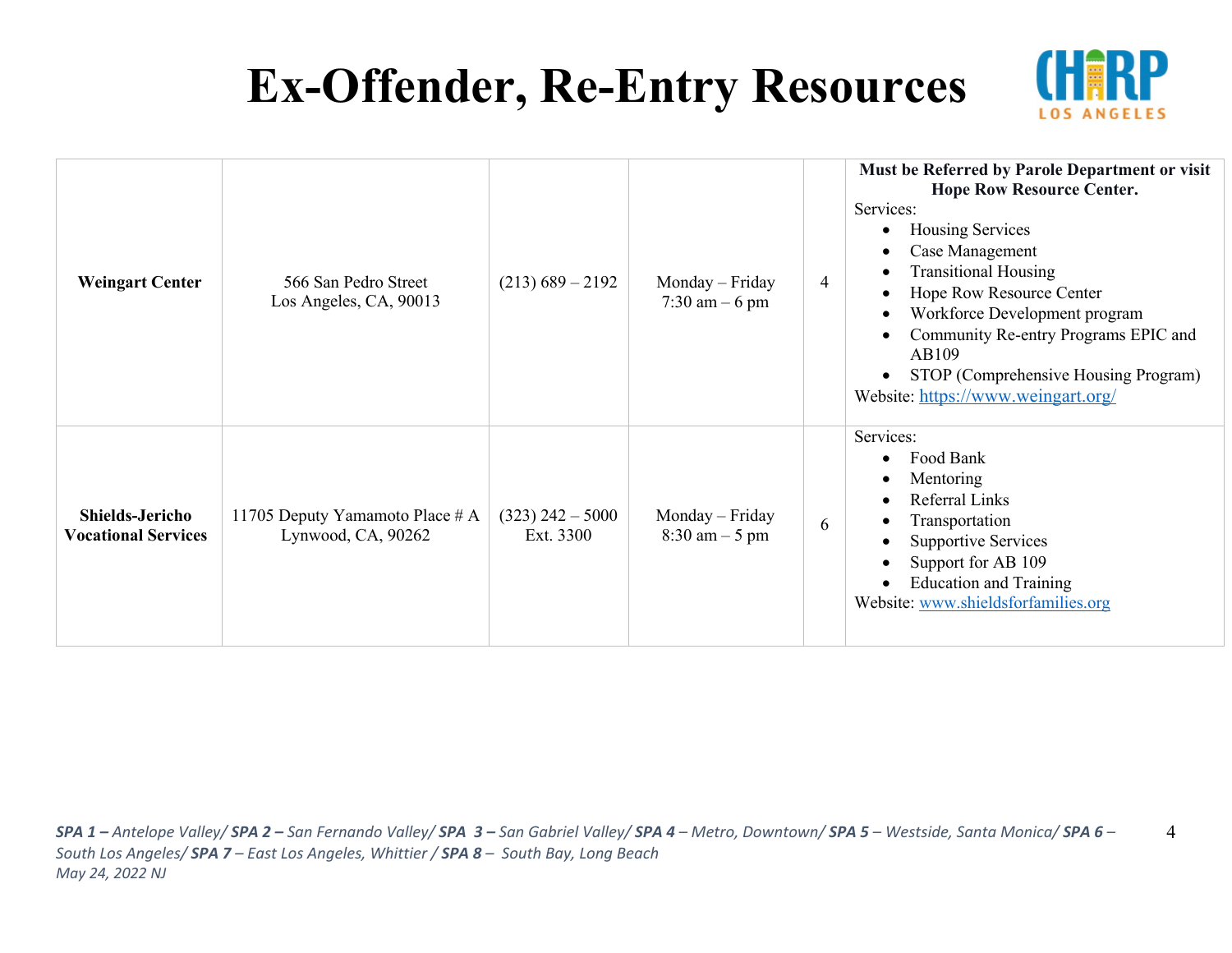# Ex-Offender, Re-Entry Resources

| | | | | | |
|---|---|---|---|---|---|
| **Weingart Center** | 566 San Pedro Street<br>Los Angeles, CA, 90013 | (213) 689 – 2192 | Monday – Friday<br>7:30 am – 6 pm | 4 | **Must be Referred by Parole Department or visit Hope Row Resource Center.**<br>Services:<br>• Housing Services<br>• Case Management<br>• Transitional Housing<br>• Hope Row Resource Center<br>• Workforce Development program<br>• Community Re-entry Programs EPIC and AB109<br>• STOP (Comprehensive Housing Program)<br>Website: https://www.weingart.org/ |
| **Shields-Jericho Vocational Services** | 11705 Deputy Yamamoto Place # A<br>Lynwood, CA, 90262 | (323) 242 – 5000<br>Ext. 3300 | Monday – Friday<br>8:30 am – 5 pm | 6 | Services:<br>• Food Bank<br>• Mentoring<br>• Referral Links<br>• Transportation<br>• Supportive Services<br>• Support for AB 109<br>• Education and Training<br>Website: www.shieldsforfamilies.org |

*SPA 1 – Antelope Valley/ SPA 2 – San Fernando Valley/ SPA 3 – San Gabriel Valley/ SPA 4 – Metro, Downtown/ SPA 5 – Westside, Santa Monica/ SPA 6 – South Los Angeles/ SPA 7 – East Los Angeles, Whittier / SPA 8 – South Bay, Long Beach*
*May 24, 2022 NJ*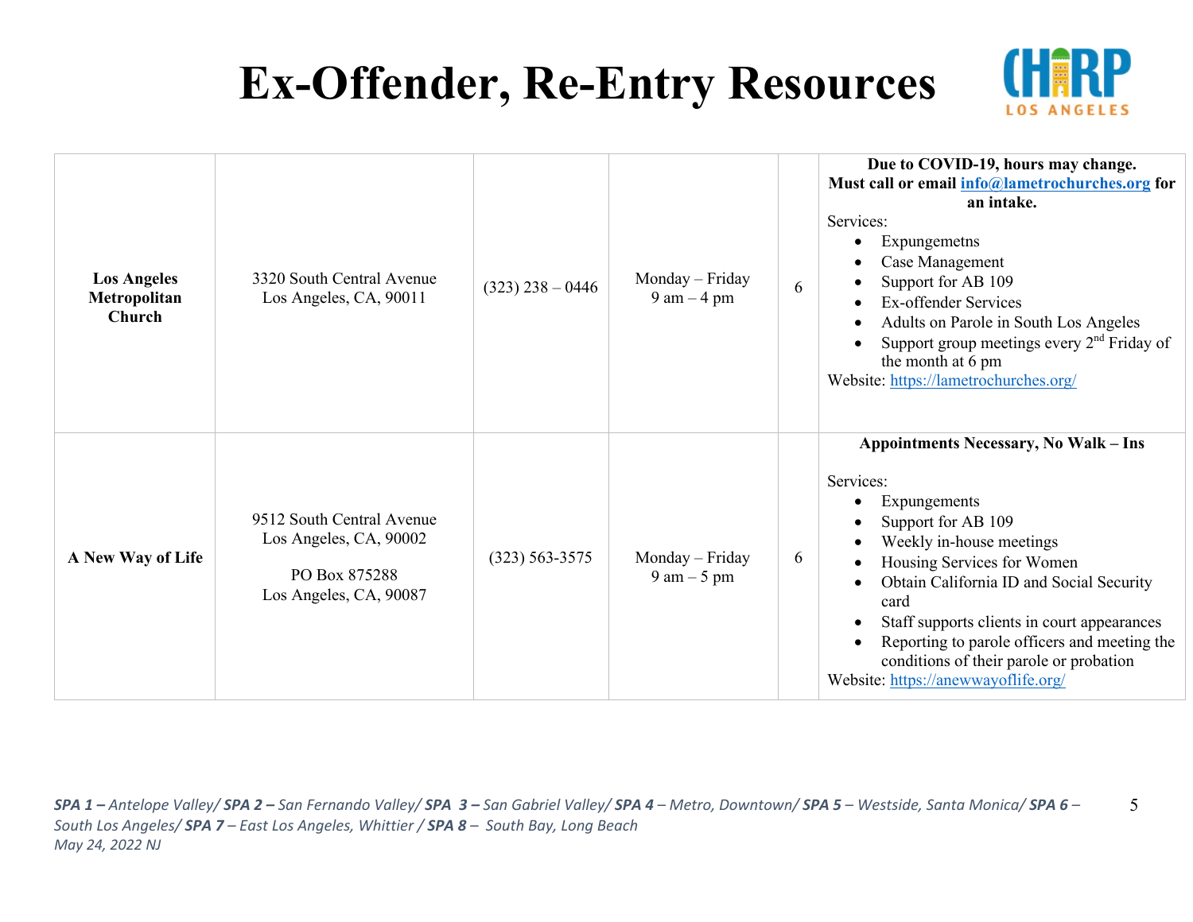# Ex-Offender, Re-Entry Resources

| | | | | | |
|---|---|---|---|---|---|
| **Los Angeles Metropolitan Church** | 3320 South Central Avenue<br>Los Angeles, CA, 90011 | (323) 238 – 0446 | Monday – Friday<br>9 am – 4 pm | 6 | **Due to COVID-19, hours may change. Must call or email info@lametrochurches.org for an intake.**<br>Services:<br>• Expungemetns<br>• Case Management<br>• Support for AB 109<br>• Ex-offender Services<br>• Adults on Parole in South Los Angeles<br>• Support group meetings every 2nd Friday of the month at 6 pm<br>Website: https://lametrochurches.org/ |
| **A New Way of Life** | 9512 South Central Avenue<br>Los Angeles, CA, 90002<br><br>PO Box 875288<br>Los Angeles, CA, 90087 | (323) 563-3575 | Monday – Friday<br>9 am – 5 pm | 6 | **Appointments Necessary, No Walk – Ins**<br><br>Services:<br>• Expungements<br>• Support for AB 109<br>• Weekly in-house meetings<br>• Housing Services for Women<br>• Obtain California ID and Social Security card<br>• Staff supports clients in court appearances<br>• Reporting to parole officers and meeting the conditions of their parole or probation<br>Website: https://anewwayoflife.org/ |

*SPA 1 – Antelope Valley/ SPA 2 – San Fernando Valley/ SPA 3 – San Gabriel Valley/ SPA 4 – Metro, Downtown/ SPA 5 – Westside, Santa Monica/ SPA 6 – South Los Angeles/ SPA 7 – East Los Angeles, Whittier / SPA 8 – South Bay, Long Beach*
*May 24, 2022 NJ*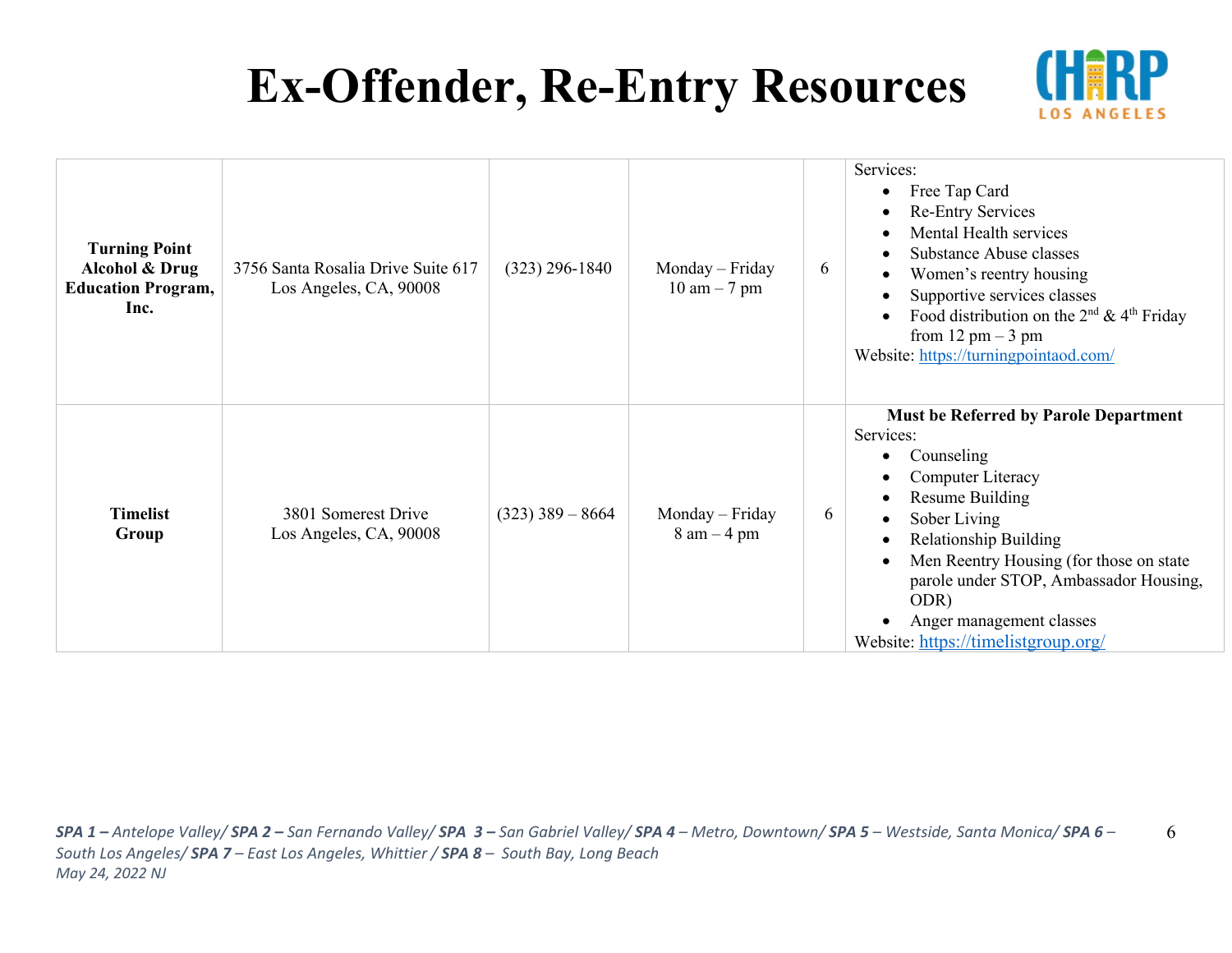# Ex-Offender, Re-Entry Resources

| | | | | | |
|---|---|---|---|---|---|
| **Turning Point Alcohol & Drug Education Program, Inc.** | 3756 Santa Rosalia Drive Suite 617 Los Angeles, CA, 90008 | (323) 296-1840 | Monday – Friday 10 am – 7 pm | 6 | Services:<br>• Free Tap Card<br>• Re-Entry Services<br>• Mental Health services<br>• Substance Abuse classes<br>• Women's reentry housing<br>• Supportive services classes<br>• Food distribution on the 2nd & 4th Friday from 12 pm – 3 pm<br>Website: https://turningpointaod.com/ |
| **Timelist Group** | 3801 Somerest Drive Los Angeles, CA, 90008 | (323) 389 – 8664 | Monday – Friday 8 am – 4 pm | 6 | **Must be Referred by Parole Department**<br>Services:<br>• Counseling<br>• Computer Literacy<br>• Resume Building<br>• Sober Living<br>• Relationship Building<br>• Men Reentry Housing (for those on state parole under STOP, Ambassador Housing, ODR)<br>• Anger management classes<br>Website: https://timelistgroup.org/ |

*SPA 1 – Antelope Valley/ SPA 2 – San Fernando Valley/ SPA 3 – San Gabriel Valley/ SPA 4 – Metro, Downtown/ SPA 5 – Westside, Santa Monica/ SPA 6 – South Los Angeles/ SPA 7 – East Los Angeles, Whittier / SPA 8 – South Bay, Long Beach*
*May 24, 2022 NJ*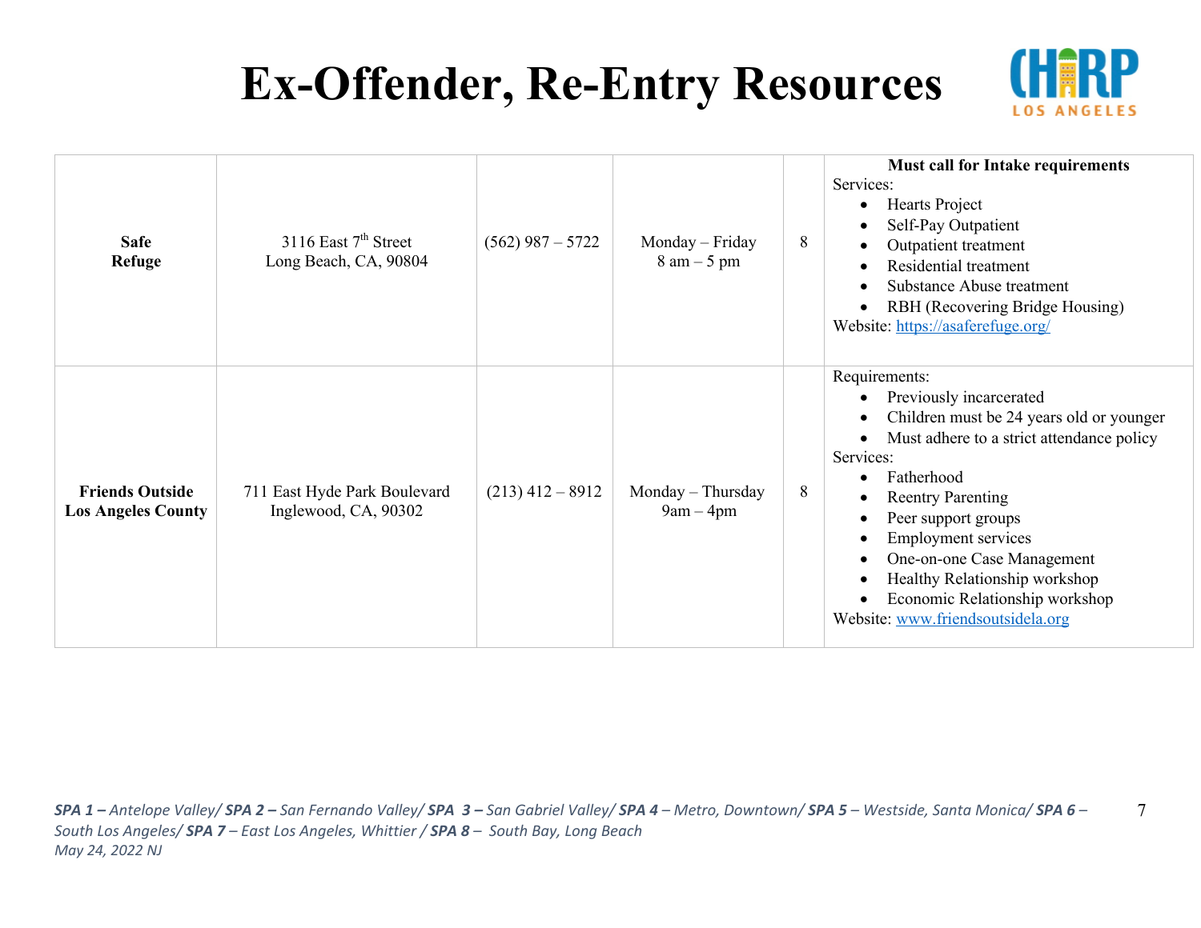# Ex-Offender, Re-Entry Resources

| | | | | | |
|---|---|---|---|---|---|
| **Safe Refuge** | 3116 East 7th Street<br>Long Beach, CA, 90804 | (562) 987 – 5722 | Monday – Friday<br>8 am – 5 pm | 8 | **Must call for Intake requirements**<br>Services:<br>• Hearts Project<br>• Self-Pay Outpatient<br>• Outpatient treatment<br>• Residential treatment<br>• Substance Abuse treatment<br>• RBH (Recovering Bridge Housing)<br>Website: https://asaferefuge.org/ |
| **Friends Outside Los Angeles County** | 711 East Hyde Park Boulevard<br>Inglewood, CA, 90302 | (213) 412 – 8912 | Monday – Thursday<br>9am – 4pm | 8 | Requirements:<br>• Previously incarcerated<br>• Children must be 24 years old or younger<br>• Must adhere to a strict attendance policy<br>Services:<br>• Fatherhood<br>• Reentry Parenting<br>• Peer support groups<br>• Employment services<br>• One-on-one Case Management<br>• Healthy Relationship workshop<br>• Economic Relationship workshop<br>Website: www.friendsoutsidela.org |

*SPA 1 – Antelope Valley/ SPA 2 – San Fernando Valley/ SPA 3 – San Gabriel Valley/ SPA 4 – Metro, Downtown/ SPA 5 – Westside, Santa Monica/ SPA 6 – South Los Angeles/ SPA 7 – East Los Angeles, Whittier / SPA 8 – South Bay, Long Beach*
*May 24, 2022 NJ*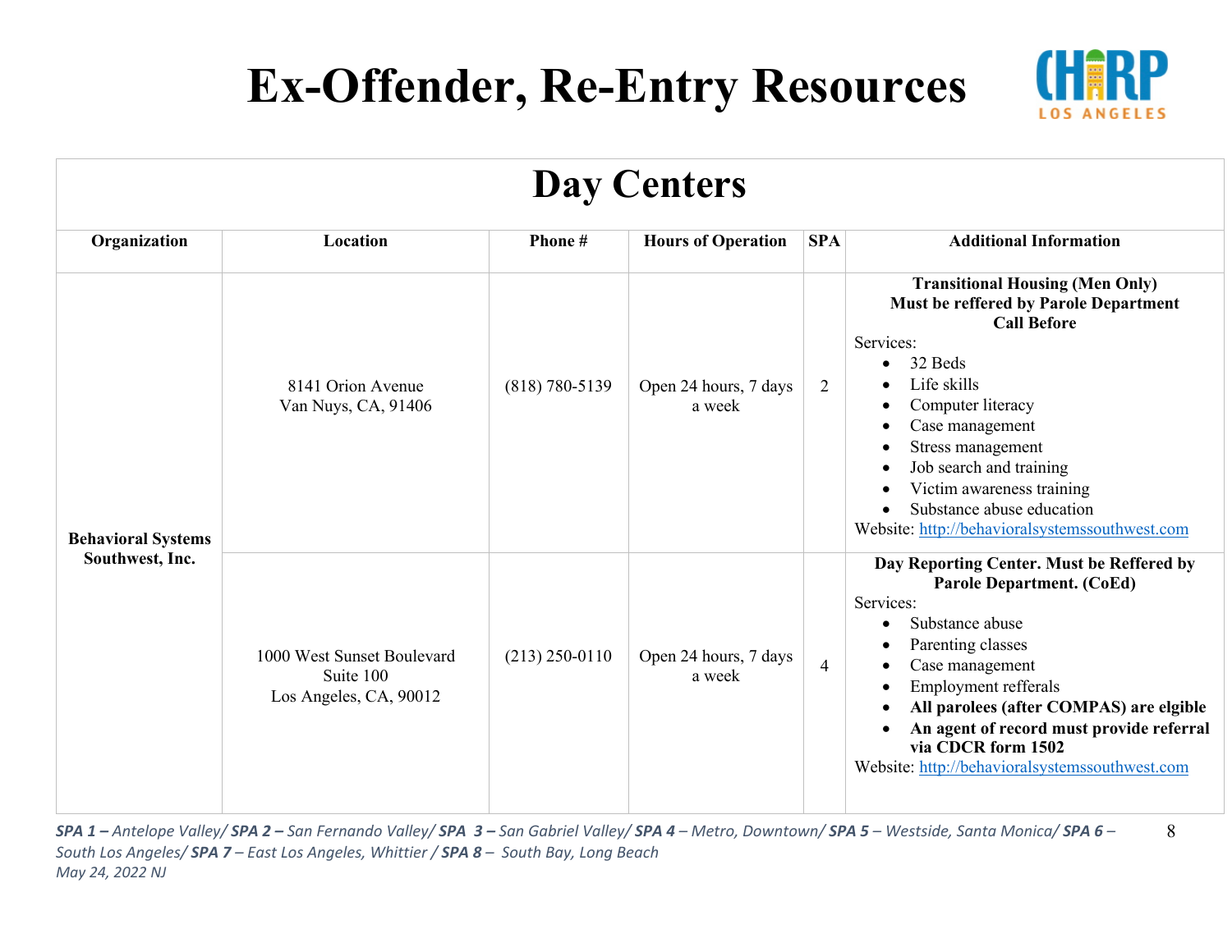# Ex-Offender, Re-Entry Resources

## Day Centers

| Organization | Location | Phone # | Hours of Operation | SPA | Additional Information |
|---|---|---|---|---|---|
| **Behavioral Systems Southwest, Inc.** | 8141 Orion Avenue<br>Van Nuys, CA, 91406 | (818) 780-5139 | Open 24 hours, 7 days a week | 2 | **Transitional Housing (Men Only)**<br>**Must be reffered by Parole Department**<br>**Call Before**<br>Services:<br>• 32 Beds<br>• Life skills<br>• Computer literacy<br>• Case management<br>• Stress management<br>• Job search and training<br>• Victim awareness training<br>• Substance abuse education<br>Website: http://behavioralsystemssouthwest.com |
| | 1000 West Sunset Boulevard<br>Suite 100<br>Los Angeles, CA, 90012 | (213) 250-0110 | Open 24 hours, 7 days a week | 4 | **Day Reporting Center. Must be Reffered by Parole Department. (CoEd)**<br>Services:<br>• Substance abuse<br>• Parenting classes<br>• Case management<br>• Employment refferals<br>• **All parolees (after COMPAS) are elgible**<br>• **An agent of record must provide referral via CDCR form 1502**<br>Website: http://behavioralsystemssouthwest.com |

***SPA 1 –** Antelope Valley/ **SPA 2 –** San Fernando Valley/ **SPA 3 –** San Gabriel Valley/ **SPA 4** – Metro, Downtown/ **SPA 5** – Westside, Santa Monica/ **SPA 6** – South Los Angeles/ **SPA 7** – East Los Angeles, Whittier / **SPA 8** – South Bay, Long Beach*

*May 24, 2022 NJ*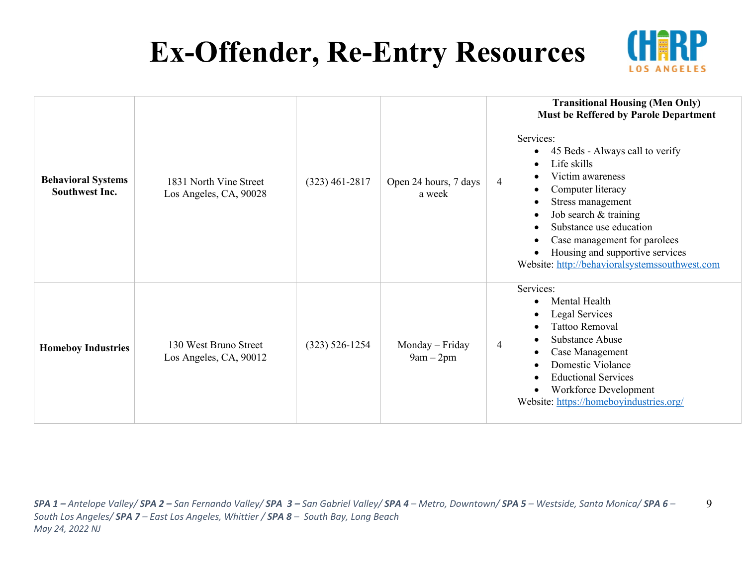# Ex-Offender, Re-Entry Resources

| | | | | | |
|---|---|---|---|---|---|
| **Behavioral Systems Southwest Inc.** | 1831 North Vine Street<br>Los Angeles, CA, 90028 | (323) 461-2817 | Open 24 hours, 7 days a week | 4 | **Transitional Housing (Men Only)**<br>**Must be Reffered by Parole Department**<br><br>Services:<br>• 45 Beds - Always call to verify<br>• Life skills<br>• Victim awareness<br>• Computer literacy<br>• Stress management<br>• Job search & training<br>• Substance use education<br>• Case management for parolees<br>• Housing and supportive services<br>Website: http://behavioralsystemssouthwest.com |
| **Homeboy Industries** | 130 West Bruno Street<br>Los Angeles, CA, 90012 | (323) 526-1254 | Monday – Friday<br>9am – 2pm | 4 | Services:<br>• Mental Health<br>• Legal Services<br>• Tattoo Removal<br>• Substance Abuse<br>• Case Management<br>• Domestic Violance<br>• Eductional Services<br>• Workforce Development<br>Website: https://homeboyindustries.org/ |

*SPA 1 – Antelope Valley/ SPA 2 – San Fernando Valley/ SPA 3 – San Gabriel Valley/ SPA 4 – Metro, Downtown/ SPA 5 – Westside, Santa Monica/ SPA 6 – South Los Angeles/ SPA 7 – East Los Angeles, Whittier / SPA 8 – South Bay, Long Beach*
*May 24, 2022 NJ*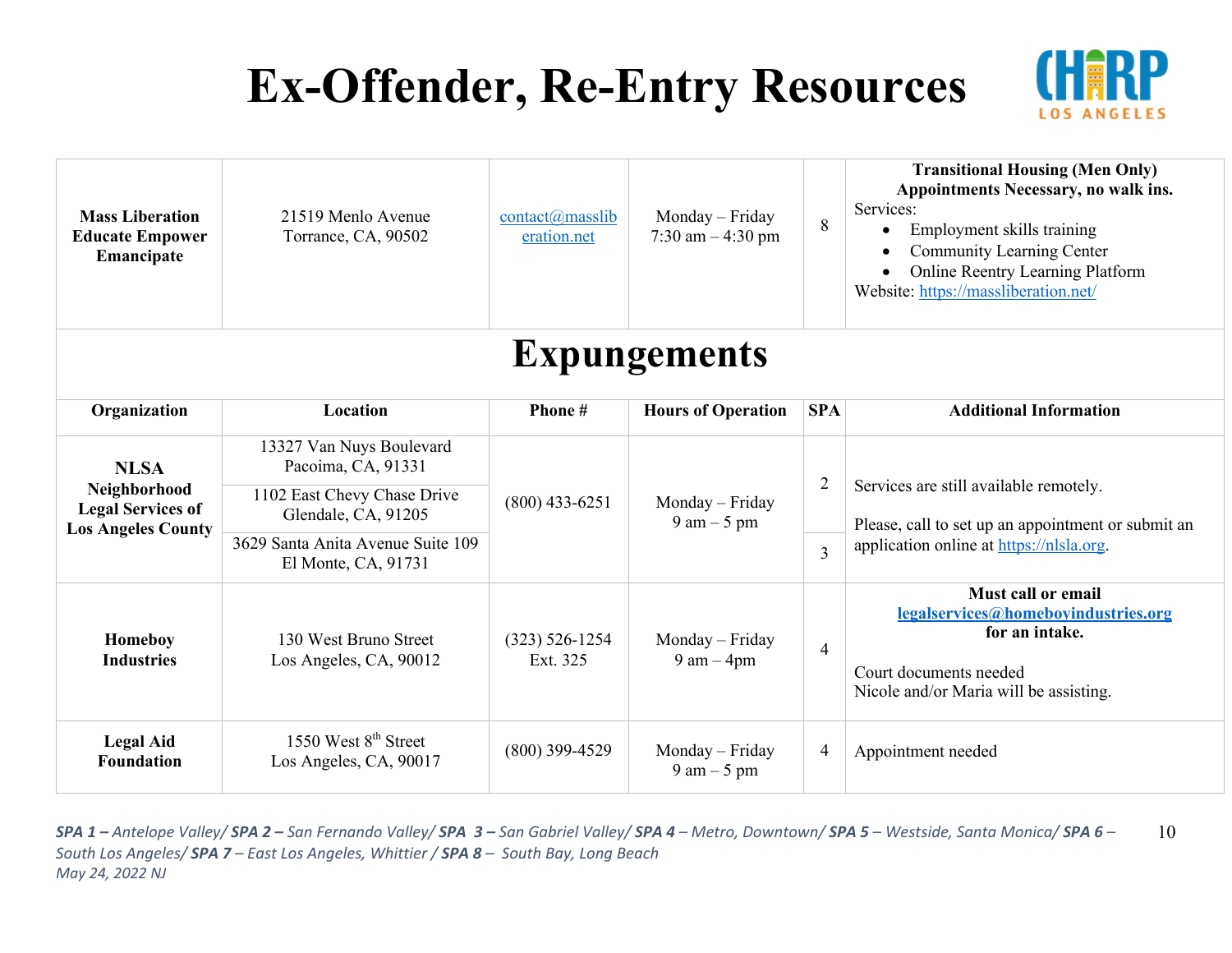# Ex-Offender, Re-Entry Resources

| | | | | | |
|---|---|---|---|---|---|
| **Mass Liberation Educate Empower Emancipate** | 21519 Menlo Avenue Torrance, CA, 90502 | contact@massliberation.net | Monday – Friday 7:30 am – 4:30 pm | 8 | **Transitional Housing (Men Only) Appointments Necessary, no walk ins.** Services: • Employment skills training • Community Learning Center • Online Reentry Learning Platform Website: https://massliberation.net/ |

## Expungements

| Organization | Location | Phone # | Hours of Operation | SPA | Additional Information |
|---|---|---|---|---|---|
| **NLSA Neighborhood Legal Services of Los Angeles County** | 13327 Van Nuys Boulevard Pacoima, CA, 91331<br>1102 East Chevy Chase Drive Glendale, CA, 91205<br>3629 Santa Anita Avenue Suite 109 El Monte, CA, 91731 | (800) 433-6251 | Monday – Friday 9 am – 5 pm | 2<br>3 | Services are still available remotely. Please, call to set up an appointment or submit an application online at https://nlsla.org. |
| **Homeboy Industries** | 130 West Bruno Street Los Angeles, CA, 90012 | (323) 526-1254 Ext. 325 | Monday – Friday 9 am – 4pm | 4 | **Must call or email legalservices@homeboyindustries.org for an intake.** Court documents needed Nicole and/or Maria will be assisting. |
| **Legal Aid Foundation** | 1550 West 8th Street Los Angeles, CA, 90017 | (800) 399-4529 | Monday – Friday 9 am – 5 pm | 4 | Appointment needed |

***SPA 1 –** Antelope Valley/ **SPA 2 –** San Fernando Valley/ **SPA 3 –** San Gabriel Valley/ **SPA 4** – Metro, Downtown/ **SPA 5** – Westside, Santa Monica/ **SPA 6** – South Los Angeles/ **SPA 7** – East Los Angeles, Whittier / **SPA 8** – South Bay, Long Beach*

*May 24, 2022 NJ*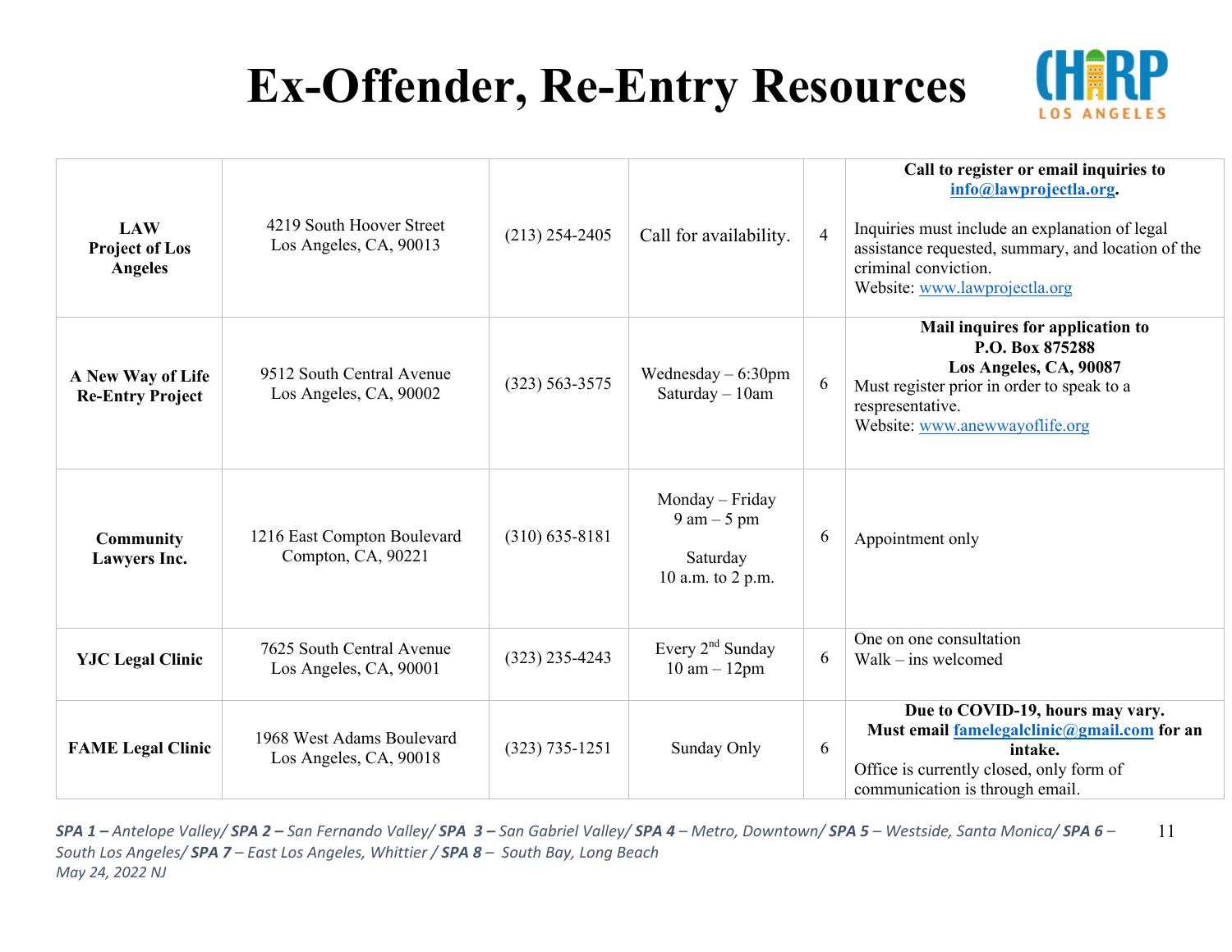# Ex-Offender, Re-Entry Resources

CHIRP LOS ANGELES

| | | | | | |
|---|---|---|---|---|---|
| **LAW Project of Los Angeles** | 4219 South Hoover Street Los Angeles, CA, 90013 | (213) 254-2405 | Call for availability. | 4 | **Call to register or email inquiries to info@lawprojectla.org.** Inquiries must include an explanation of legal assistance requested, summary, and location of the criminal conviction. Website: www.lawprojectla.org |
| **A New Way of Life Re-Entry Project** | 9512 South Central Avenue Los Angeles, CA, 90002 | (323) 563-3575 | Wednesday – 6:30pm Saturday – 10am | 6 | **Mail inquires for application to P.O. Box 875288 Los Angeles, CA, 90087** Must register prior in order to speak to a respresentative. Website: www.anewwayoflife.org |
| **Community Lawyers Inc.** | 1216 East Compton Boulevard Compton, CA, 90221 | (310) 635-8181 | Monday – Friday 9 am – 5 pm Saturday 10 a.m. to 2 p.m. | 6 | Appointment only |
| **YJC Legal Clinic** | 7625 South Central Avenue Los Angeles, CA, 90001 | (323) 235-4243 | Every 2nd Sunday 10 am – 12pm | 6 | One on one consultation Walk – ins welcomed |
| **FAME Legal Clinic** | 1968 West Adams Boulevard Los Angeles, CA, 90018 | (323) 735-1251 | Sunday Only | 6 | **Due to COVID-19, hours may vary. Must email famelegalclinic@gmail.com for an intake.** Office is currently closed, only form of communication is through email. |

*SPA 1 – Antelope Valley/ SPA 2 – San Fernando Valley/ SPA 3 – San Gabriel Valley/ SPA 4 – Metro, Downtown/ SPA 5 – Westside, Santa Monica/ SPA 6 – South Los Angeles/ SPA 7 – East Los Angeles, Whittier / SPA 8 – South Bay, Long Beach*

*May 24, 2022 NJ*